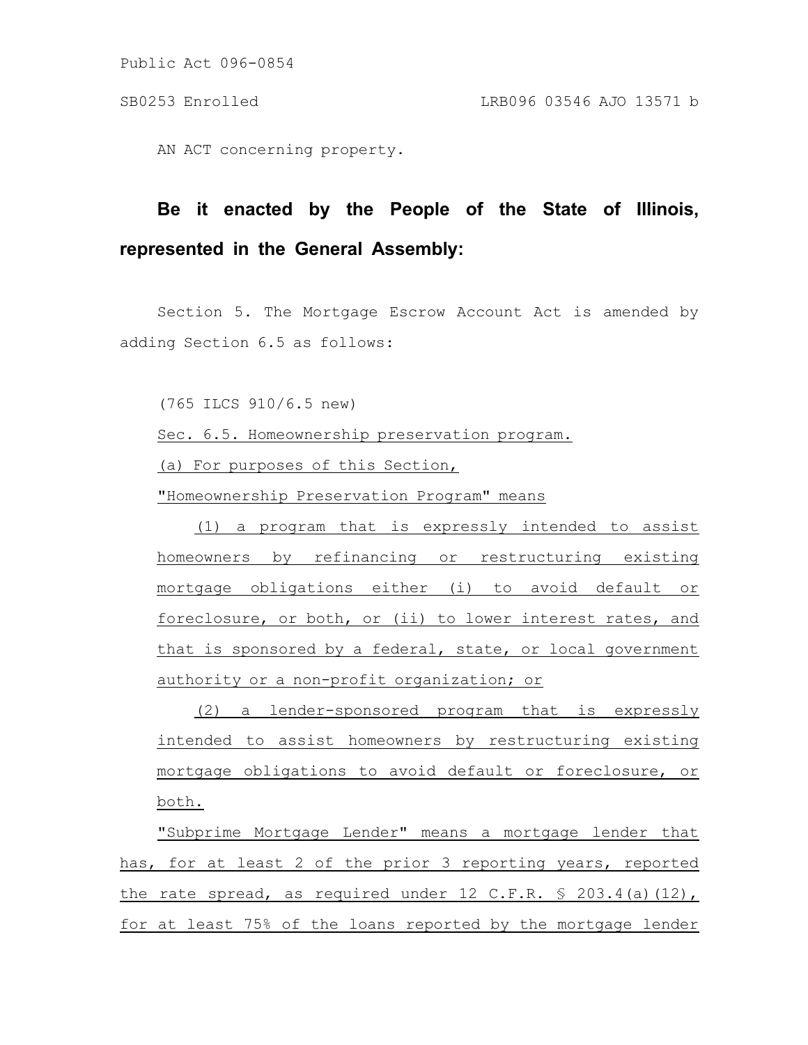Public Act 096-0854

SB0253 Enrolled LRB096 03546 AJO 13571 b

AN ACT concerning property.

**Be it enacted by the People of the State of Illinois, represented in the General Assembly:**

Section 5. The Mortgage Escrow Account Act is amended by adding Section 6.5 as follows:

(765 ILCS 910/6.5 new)

Sec. 6.5. Homeownership preservation program.

(a) For purposes of this Section,

"Homeownership Preservation Program" means

(1) a program that is expressly intended to assist homeowners by refinancing or restructuring existing mortgage obligations either (i) to avoid default or foreclosure, or both, or (ii) to lower interest rates, and that is sponsored by a federal, state, or local government authority or a non-profit organization; or

(2) a lender-sponsored program that is expressly intended to assist homeowners by restructuring existing mortgage obligations to avoid default or foreclosure, or both.

"Subprime Mortgage Lender" means a mortgage lender that has, for at least 2 of the prior 3 reporting years, reported the rate spread, as required under 12 C.F.R. § 203.4(a)(12), for at least 75% of the loans reported by the mortgage lender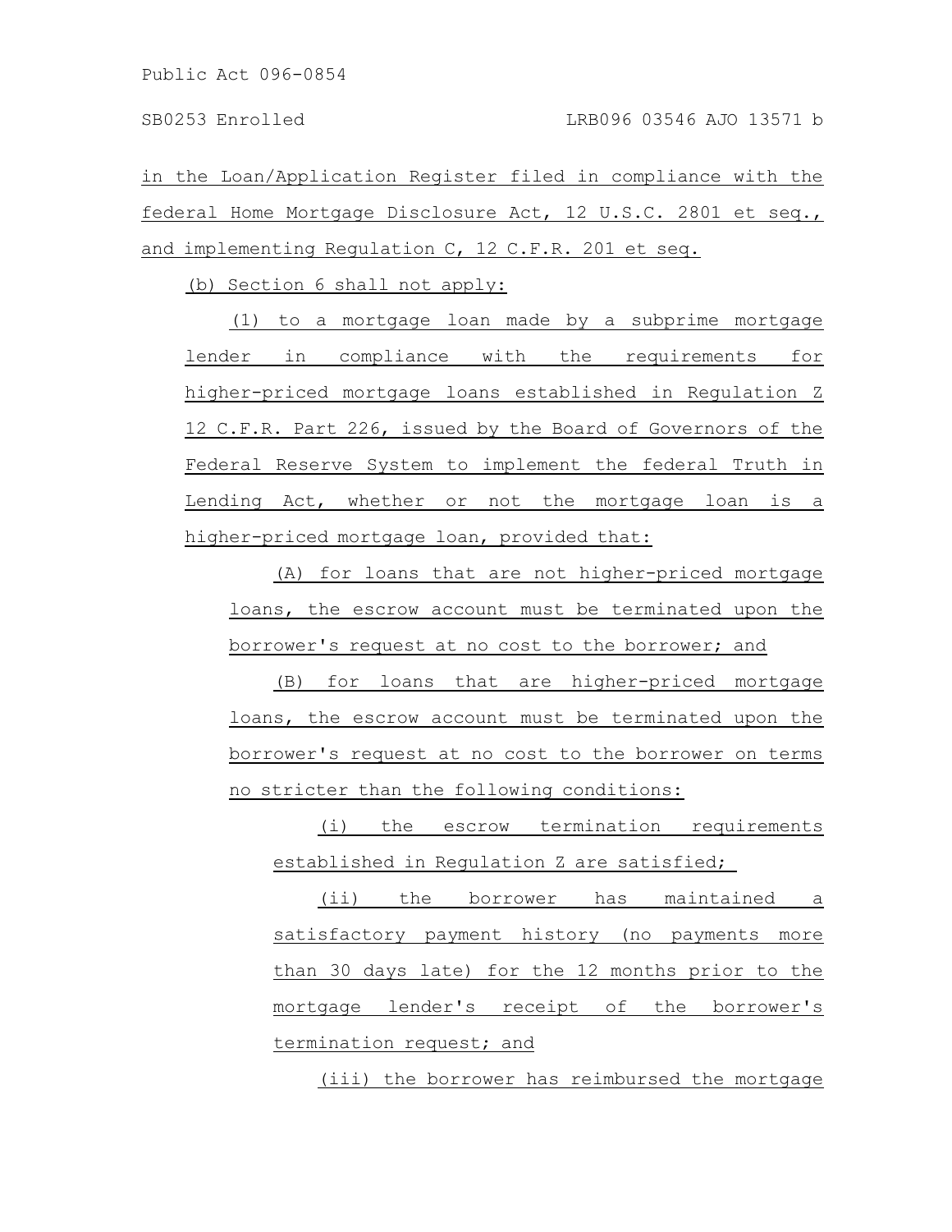in the Loan/Application Register filed in compliance with the federal Home Mortgage Disclosure Act, 12 U.S.C. 2801 et seq., and implementing Regulation C, 12 C.F.R. 201 et seq.

(b) Section 6 shall not apply:

(1) to a mortgage loan made by a subprime mortgage lender in compliance with the requirements for higher-priced mortgage loans established in Regulation Z 12 C.F.R. Part 226, issued by the Board of Governors of the Federal Reserve System to implement the federal Truth in Lending Act, whether or not the mortgage loan is a higher-priced mortgage loan, provided that:

(A) for loans that are not higher-priced mortgage loans, the escrow account must be terminated upon the borrower's request at no cost to the borrower; and

(B) for loans that are higher-priced mortgage loans, the escrow account must be terminated upon the borrower's request at no cost to the borrower on terms no stricter than the following conditions:

(i) the escrow termination requirements established in Regulation Z are satisfied;

(ii) the borrower has maintained a satisfactory payment history (no payments more than 30 days late) for the 12 months prior to the mortgage lender's receipt of the borrower's termination request; and

(iii) the borrower has reimbursed the mortgage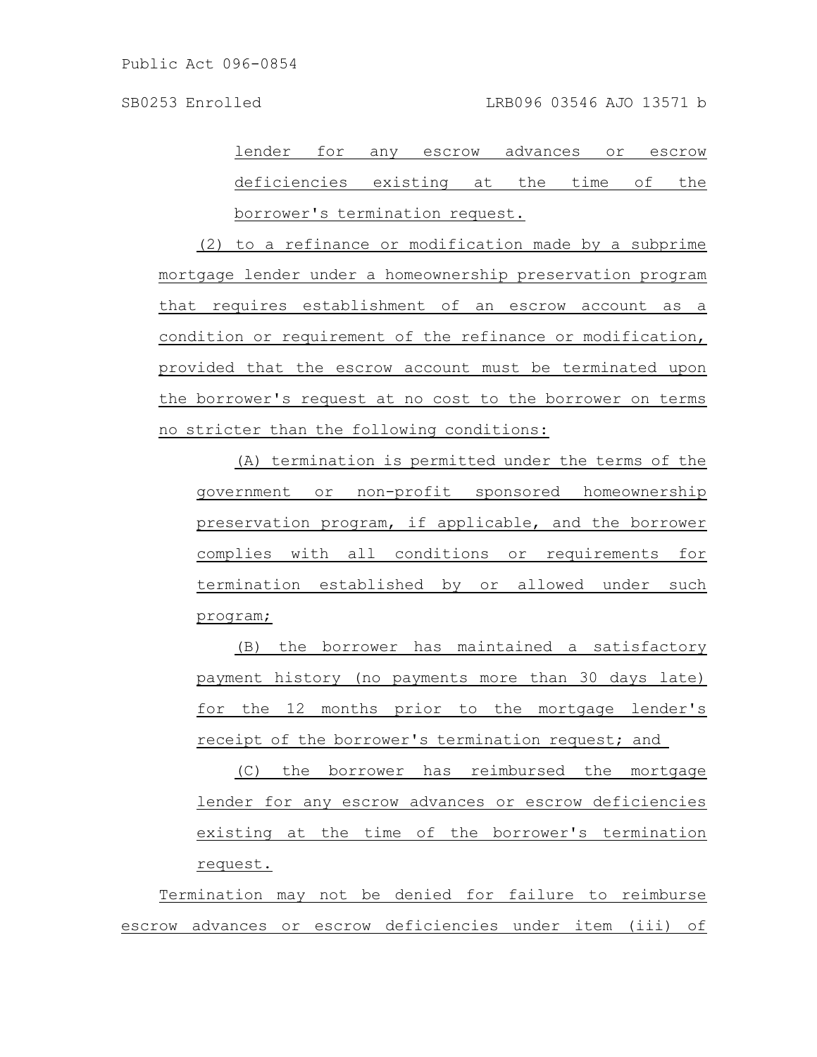lender for any escrow advances or escrow deficiencies existing at the time of the borrower's termination request.

(2) to a refinance or modification made by a subprime mortgage lender under a homeownership preservation program that requires establishment of an escrow account as a condition or requirement of the refinance or modification, provided that the escrow account must be terminated upon the borrower's request at no cost to the borrower on terms no stricter than the following conditions:

(A) termination is permitted under the terms of the government or non-profit sponsored homeownership preservation program, if applicable, and the borrower complies with all conditions or requirements for termination established by or allowed under such program;

(B) the borrower has maintained a satisfactory payment history (no payments more than 30 days late) for the 12 months prior to the mortgage lender's receipt of the borrower's termination request; and

(C) the borrower has reimbursed the mortgage lender for any escrow advances or escrow deficiencies existing at the time of the borrower's termination request.

Termination may not be denied for failure to reimburse escrow advances or escrow deficiencies under item (iii) of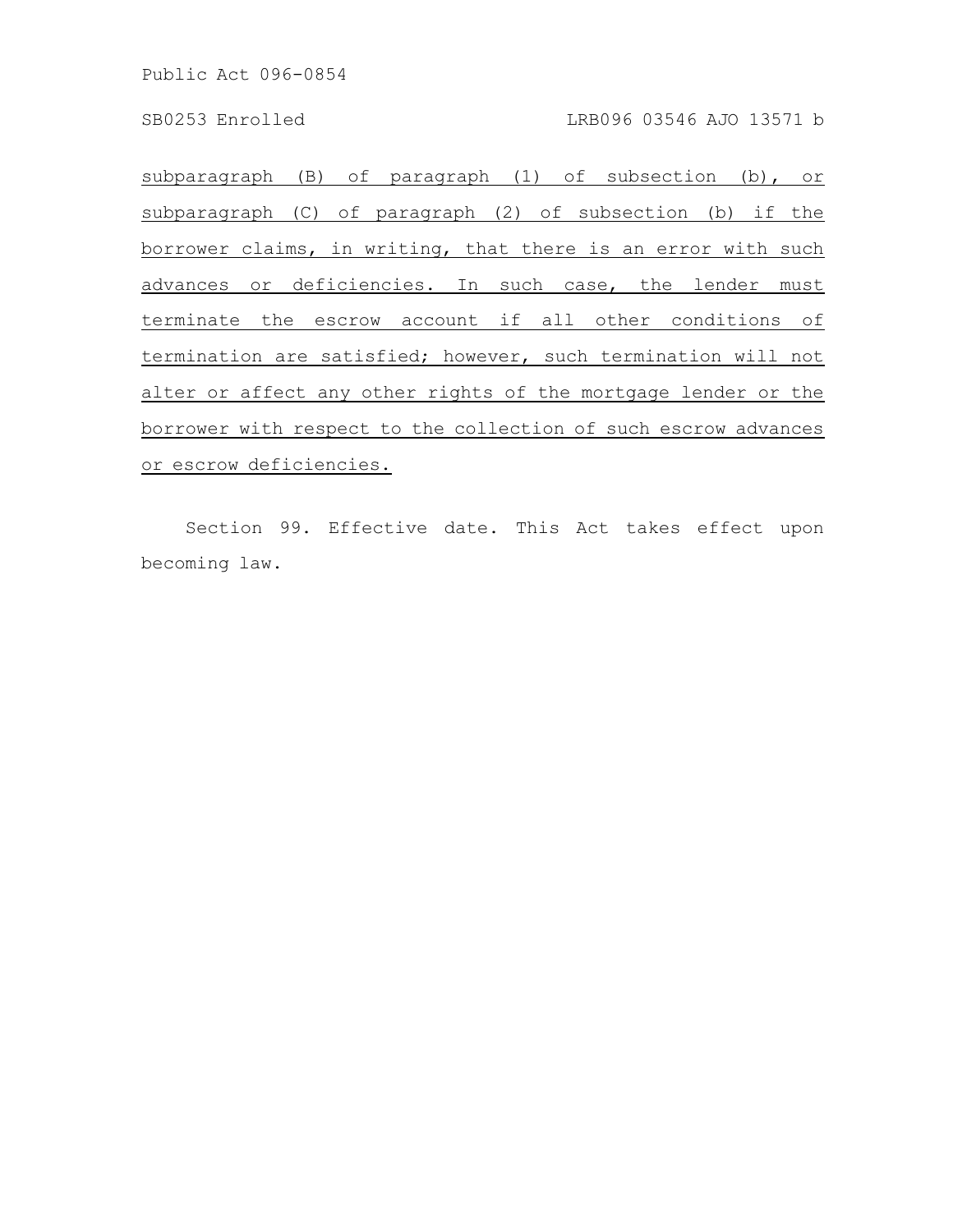subparagraph (B) of paragraph (1) of subsection (b), or subparagraph (C) of paragraph (2) of subsection (b) if the borrower claims, in writing, that there is an error with such advances or deficiencies. In such case, the lender must terminate the escrow account if all other conditions of termination are satisfied; however, such termination will not alter or affect any other rights of the mortgage lender or the borrower with respect to the collection of such escrow advances or escrow deficiencies.

Section 99. Effective date. This Act takes effect upon becoming law.